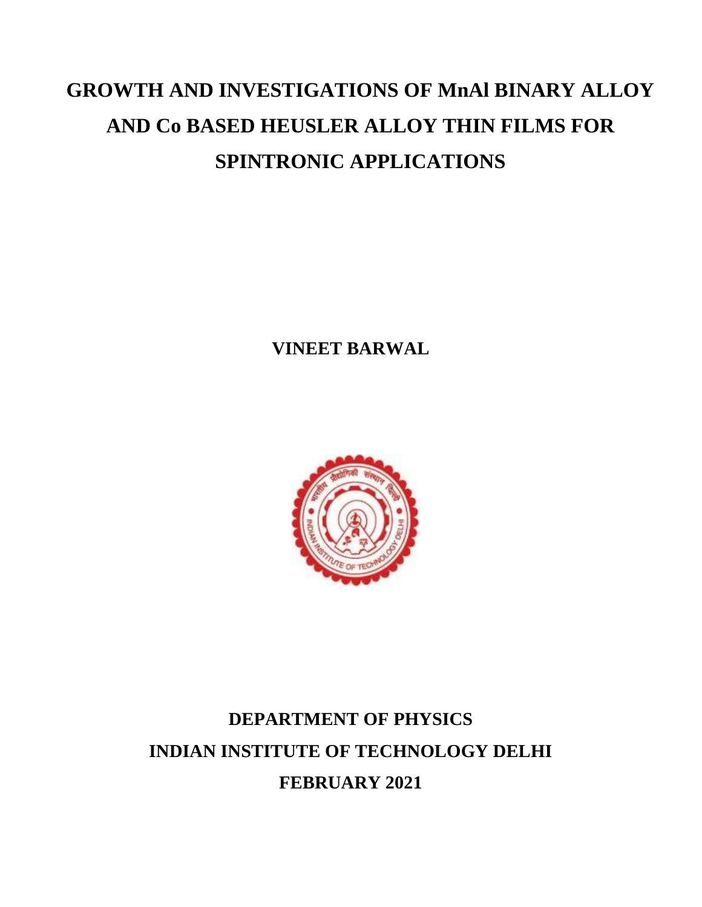# GROWTH AND INVESTIGATIONS OF MnAl BINARY ALLOY AND Co BASED HEUSLER ALLOY THIN FILMS FOR SPINTRONIC APPLICATIONS

**VINEET BARWAL**

**DEPARTMENT OF PHYSICS**

**INDIAN INSTITUTE OF TECHNOLOGY DELHI**

**FEBRUARY 2021**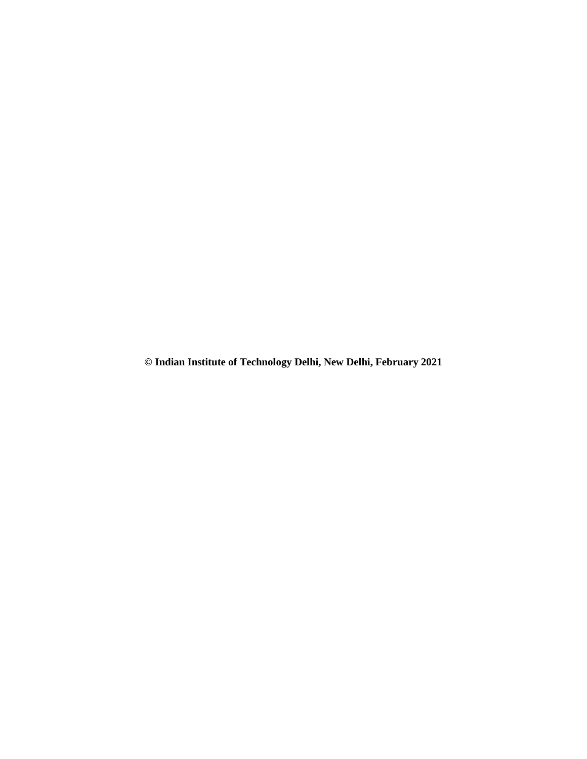**© Indian Institute of Technology Delhi, New Delhi, February 2021**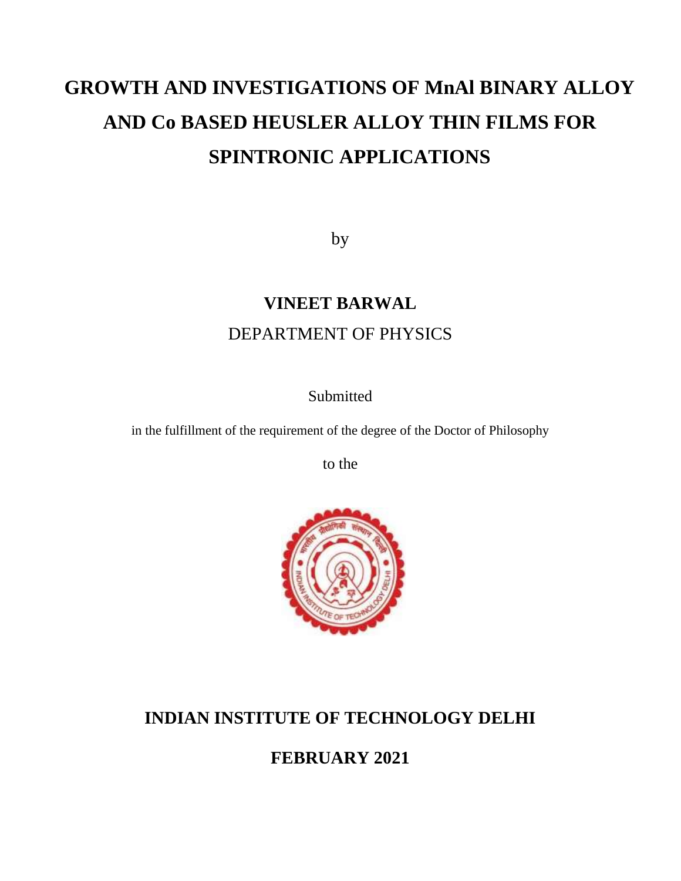# GROWTH AND INVESTIGATIONS OF MnAl BINARY ALLOY AND Co BASED HEUSLER ALLOY THIN FILMS FOR SPINTRONIC APPLICATIONS

by

**VINEET BARWAL**

DEPARTMENT OF PHYSICS

Submitted

in the fulfillment of the requirement of the degree of the Doctor of Philosophy

to the

**INDIAN INSTITUTE OF TECHNOLOGY DELHI**

**FEBRUARY 2021**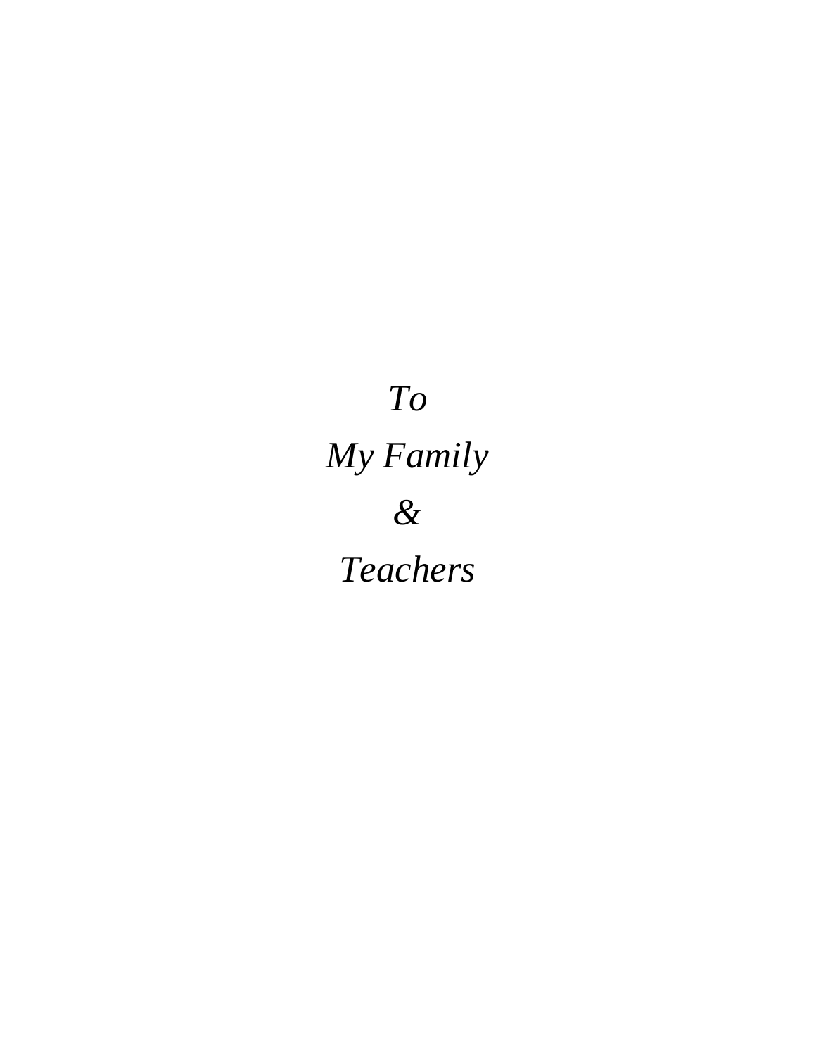*To*

*My Family*

*&*

*Teachers*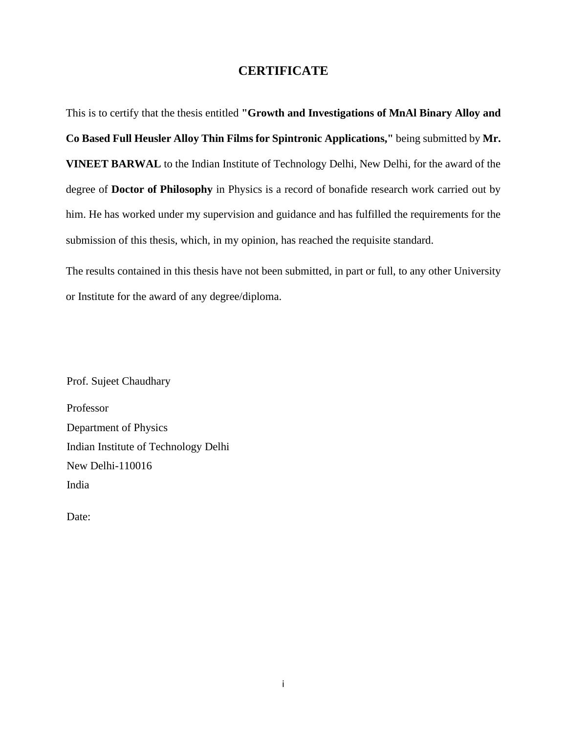# CERTIFICATE

This is to certify that the thesis entitled **"Growth and Investigations of MnAl Binary Alloy and Co Based Full Heusler Alloy Thin Films for Spintronic Applications,"** being submitted by **Mr. VINEET BARWAL** to the Indian Institute of Technology Delhi, New Delhi, for the award of the degree of **Doctor of Philosophy** in Physics is a record of bonafide research work carried out by him. He has worked under my supervision and guidance and has fulfilled the requirements for the submission of this thesis, which, in my opinion, has reached the requisite standard.

The results contained in this thesis have not been submitted, in part or full, to any other University or Institute for the award of any degree/diploma.

Prof. Sujeet Chaudhary

Professor
Department of Physics
Indian Institute of Technology Delhi
New Delhi-110016
India

Date: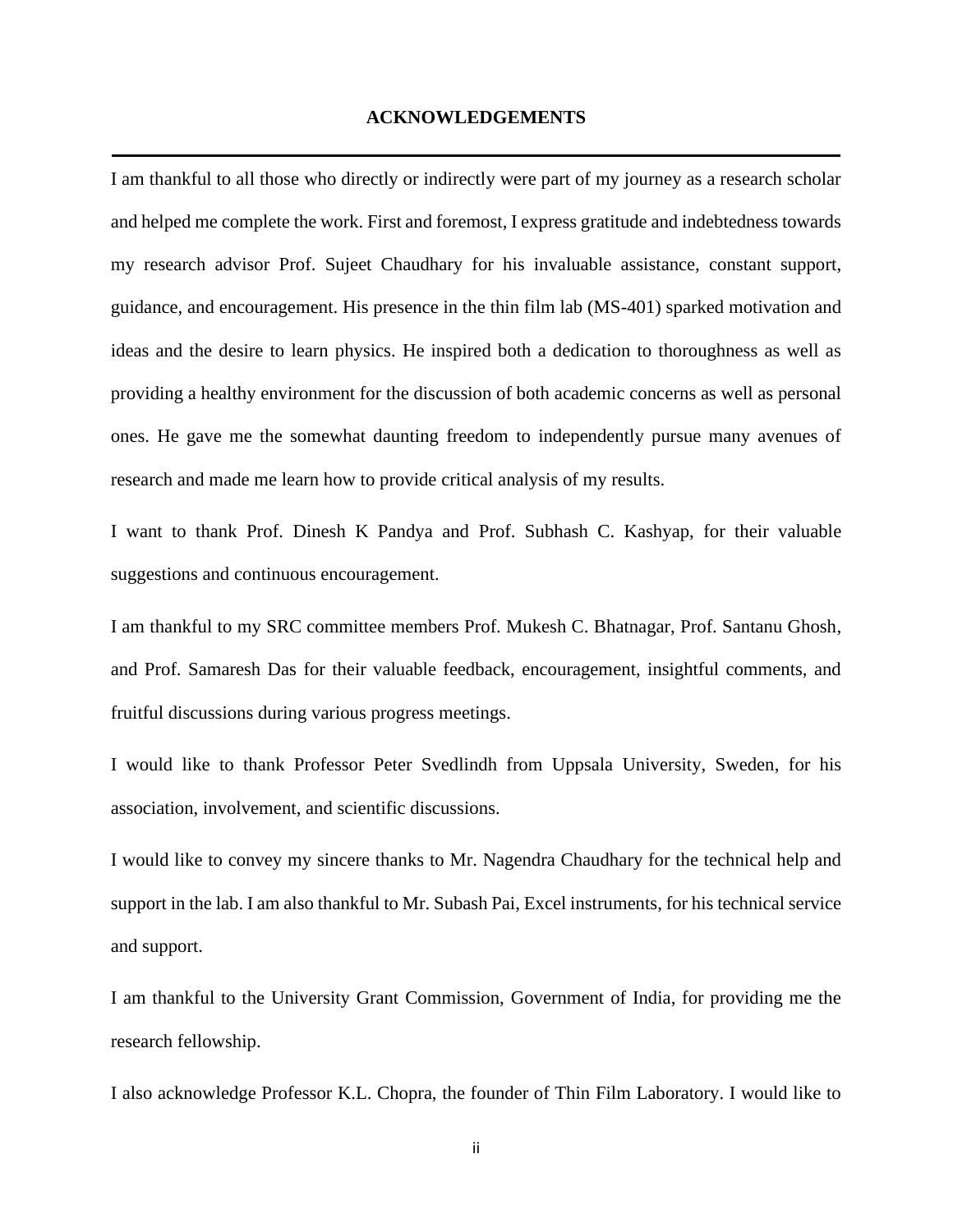## ACKNOWLEDGEMENTS

I am thankful to all those who directly or indirectly were part of my journey as a research scholar and helped me complete the work. First and foremost, I express gratitude and indebtedness towards my research advisor Prof. Sujeet Chaudhary for his invaluable assistance, constant support, guidance, and encouragement. His presence in the thin film lab (MS-401) sparked motivation and ideas and the desire to learn physics. He inspired both a dedication to thoroughness as well as providing a healthy environment for the discussion of both academic concerns as well as personal ones. He gave me the somewhat daunting freedom to independently pursue many avenues of research and made me learn how to provide critical analysis of my results.

I want to thank Prof. Dinesh K Pandya and Prof. Subhash C. Kashyap, for their valuable suggestions and continuous encouragement.

I am thankful to my SRC committee members Prof. Mukesh C. Bhatnagar, Prof. Santanu Ghosh, and Prof. Samaresh Das for their valuable feedback, encouragement, insightful comments, and fruitful discussions during various progress meetings.

I would like to thank Professor Peter Svedlindh from Uppsala University, Sweden, for his association, involvement, and scientific discussions.

I would like to convey my sincere thanks to Mr. Nagendra Chaudhary for the technical help and support in the lab. I am also thankful to Mr. Subash Pai, Excel instruments, for his technical service and support.

I am thankful to the University Grant Commission, Government of India, for providing me the research fellowship.

I also acknowledge Professor K.L. Chopra, the founder of Thin Film Laboratory. I would like to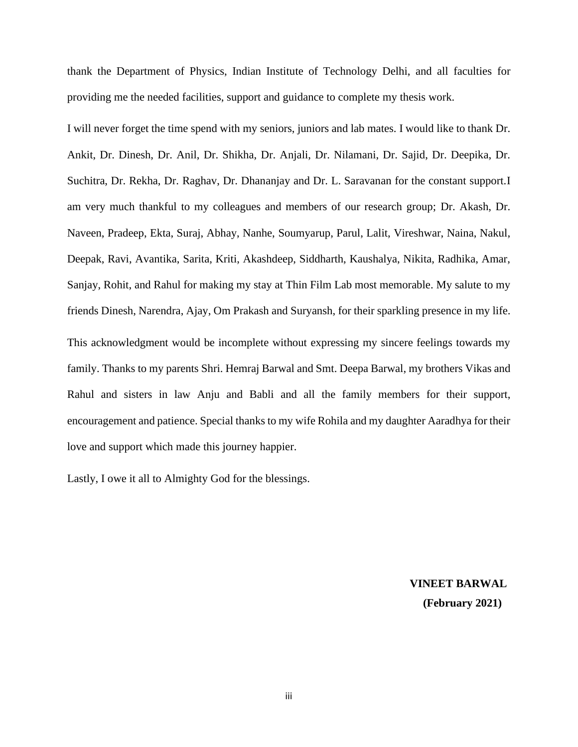thank the Department of Physics, Indian Institute of Technology Delhi, and all faculties for providing me the needed facilities, support and guidance to complete my thesis work.

I will never forget the time spend with my seniors, juniors and lab mates. I would like to thank Dr. Ankit, Dr. Dinesh, Dr. Anil, Dr. Shikha, Dr. Anjali, Dr. Nilamani, Dr. Sajid, Dr. Deepika, Dr. Suchitra, Dr. Rekha, Dr. Raghav, Dr. Dhananjay and Dr. L. Saravanan for the constant support.I am very much thankful to my colleagues and members of our research group; Dr. Akash, Dr. Naveen, Pradeep, Ekta, Suraj, Abhay, Nanhe, Soumyarup, Parul, Lalit, Vireshwar, Naina, Nakul, Deepak, Ravi, Avantika, Sarita, Kriti, Akashdeep, Siddharth, Kaushalya, Nikita, Radhika, Amar, Sanjay, Rohit, and Rahul for making my stay at Thin Film Lab most memorable. My salute to my friends Dinesh, Narendra, Ajay, Om Prakash and Suryansh, for their sparkling presence in my life.

This acknowledgment would be incomplete without expressing my sincere feelings towards my family. Thanks to my parents Shri. Hemraj Barwal and Smt. Deepa Barwal, my brothers Vikas and Rahul and sisters in law Anju and Babli and all the family members for their support, encouragement and patience. Special thanks to my wife Rohila and my daughter Aaradhya for their love and support which made this journey happier.

Lastly, I owe it all to Almighty God for the blessings.

**VINEET BARWAL**
**(February 2021)**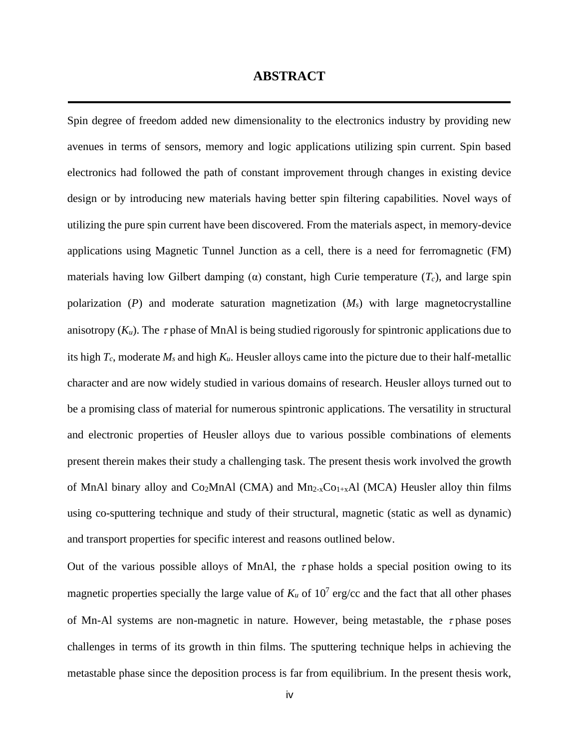# ABSTRACT

Spin degree of freedom added new dimensionality to the electronics industry by providing new avenues in terms of sensors, memory and logic applications utilizing spin current. Spin based electronics had followed the path of constant improvement through changes in existing device design or by introducing new materials having better spin filtering capabilities. Novel ways of utilizing the pure spin current have been discovered. From the materials aspect, in memory-device applications using Magnetic Tunnel Junction as a cell, there is a need for ferromagnetic (FM) materials having low Gilbert damping ($\alpha$) constant, high Curie temperature ($T_c$), and large spin polarization ($P$) and moderate saturation magnetization ($M_s$) with large magnetocrystalline anisotropy ($K_u$). The $\tau$ phase of MnAl is being studied rigorously for spintronic applications due to its high $T_c$, moderate $M_s$ and high $K_u$. Heusler alloys came into the picture due to their half-metallic character and are now widely studied in various domains of research. Heusler alloys turned out to be a promising class of material for numerous spintronic applications. The versatility in structural and electronic properties of Heusler alloys due to various possible combinations of elements present therein makes their study a challenging task. The present thesis work involved the growth of MnAl binary alloy and $Co_2MnAl$ (CMA) and $Mn_{2-x}Co_{1+x}Al$ (MCA) Heusler alloy thin films using co-sputtering technique and study of their structural, magnetic (static as well as dynamic) and transport properties for specific interest and reasons outlined below.

Out of the various possible alloys of MnAl, the $\tau$ phase holds a special position owing to its magnetic properties specially the large value of $K_u$ of $10^7$ erg/cc and the fact that all other phases of Mn-Al systems are non-magnetic in nature. However, being metastable, the $\tau$ phase poses challenges in terms of its growth in thin films. The sputtering technique helps in achieving the metastable phase since the deposition process is far from equilibrium. In the present thesis work,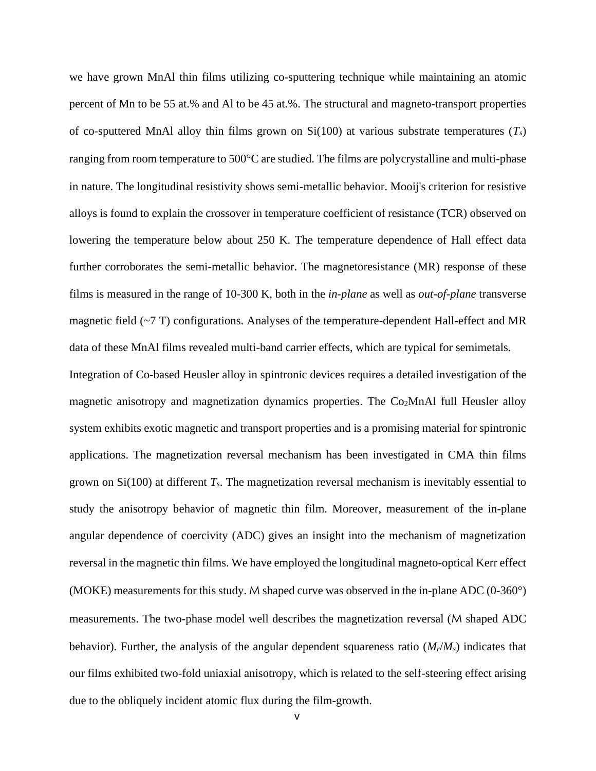we have grown MnAl thin films utilizing co-sputtering technique while maintaining an atomic percent of Mn to be 55 at.% and Al to be 45 at.%. The structural and magneto-transport properties of co-sputtered MnAl alloy thin films grown on Si(100) at various substrate temperatures ($T_s$) ranging from room temperature to 500°C are studied. The films are polycrystalline and multi-phase in nature. The longitudinal resistivity shows semi-metallic behavior. Mooij's criterion for resistive alloys is found to explain the crossover in temperature coefficient of resistance (TCR) observed on lowering the temperature below about 250 K. The temperature dependence of Hall effect data further corroborates the semi-metallic behavior. The magnetoresistance (MR) response of these films is measured in the range of 10-300 K, both in the *in-plane* as well as *out-of-plane* transverse magnetic field (~7 T) configurations. Analyses of the temperature-dependent Hall-effect and MR data of these MnAl films revealed multi-band carrier effects, which are typical for semimetals.

Integration of Co-based Heusler alloy in spintronic devices requires a detailed investigation of the magnetic anisotropy and magnetization dynamics properties. The $Co_2MnAl$ full Heusler alloy system exhibits exotic magnetic and transport properties and is a promising material for spintronic applications. The magnetization reversal mechanism has been investigated in CMA thin films grown on Si(100) at different $T_s$. The magnetization reversal mechanism is inevitably essential to study the anisotropy behavior of magnetic thin film. Moreover, measurement of the in-plane angular dependence of coercivity (ADC) gives an insight into the mechanism of magnetization reversal in the magnetic thin films. We have employed the longitudinal magneto-optical Kerr effect (MOKE) measurements for this study. M shaped curve was observed in the in-plane ADC (0-360°) measurements. The two-phase model well describes the magnetization reversal (M shaped ADC behavior). Further, the analysis of the angular dependent squareness ratio ($M_r/M_s$) indicates that our films exhibited two-fold uniaxial anisotropy, which is related to the self-steering effect arising due to the obliquely incident atomic flux during the film-growth.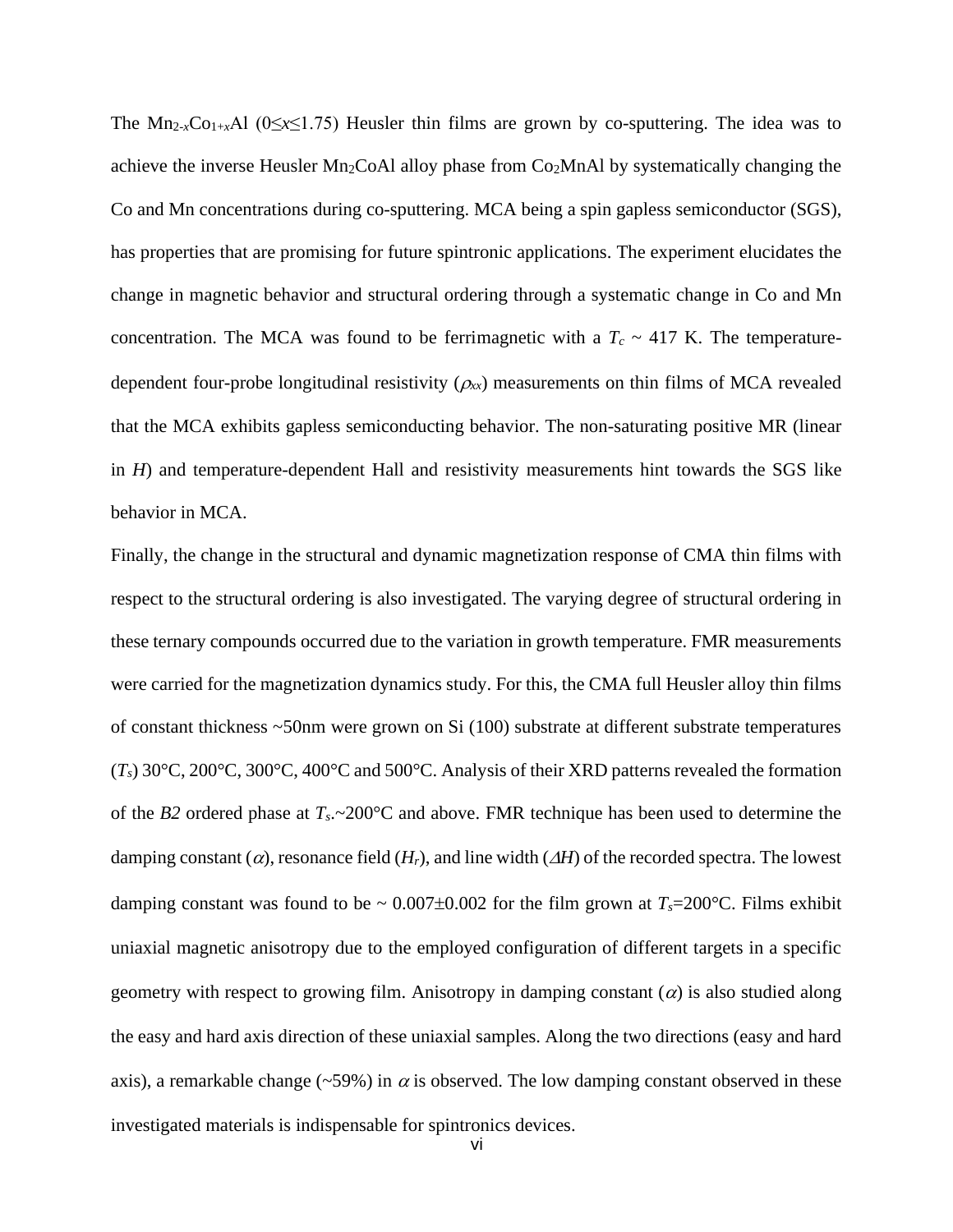The $Mn_{2-x}Co_{1+x}Al$ ($0 \leq x \leq 1.75$) Heusler thin films are grown by co-sputtering. The idea was to achieve the inverse Heusler $Mn_2CoAl$ alloy phase from $Co_2MnAl$ by systematically changing the Co and Mn concentrations during co-sputtering. MCA being a spin gapless semiconductor (SGS), has properties that are promising for future spintronic applications. The experiment elucidates the change in magnetic behavior and structural ordering through a systematic change in Co and Mn concentration. The MCA was found to be ferrimagnetic with a $T_c$ ~ 417 K. The temperature-dependent four-probe longitudinal resistivity ($\rho_{xx}$) measurements on thin films of MCA revealed that the MCA exhibits gapless semiconducting behavior. The non-saturating positive MR (linear in $H$) and temperature-dependent Hall and resistivity measurements hint towards the SGS like behavior in MCA.

Finally, the change in the structural and dynamic magnetization response of CMA thin films with respect to the structural ordering is also investigated. The varying degree of structural ordering in these ternary compounds occurred due to the variation in growth temperature. FMR measurements were carried for the magnetization dynamics study. For this, the CMA full Heusler alloy thin films of constant thickness ~50nm were grown on Si (100) substrate at different substrate temperatures ($T_s$) 30°C, 200°C, 300°C, 400°C and 500°C. Analysis of their XRD patterns revealed the formation of the *B2* ordered phase at $T_s$.~200°C and above. FMR technique has been used to determine the damping constant ($\alpha$), resonance field ($H_r$), and line width ($\Delta H$) of the recorded spectra. The lowest damping constant was found to be ~ 0.007±0.002 for the film grown at $T_s$=200°C. Films exhibit uniaxial magnetic anisotropy due to the employed configuration of different targets in a specific geometry with respect to growing film. Anisotropy in damping constant ($\alpha$) is also studied along the easy and hard axis direction of these uniaxial samples. Along the two directions (easy and hard axis), a remarkable change (~59%) in $\alpha$ is observed. The low damping constant observed in these investigated materials is indispensable for spintronics devices.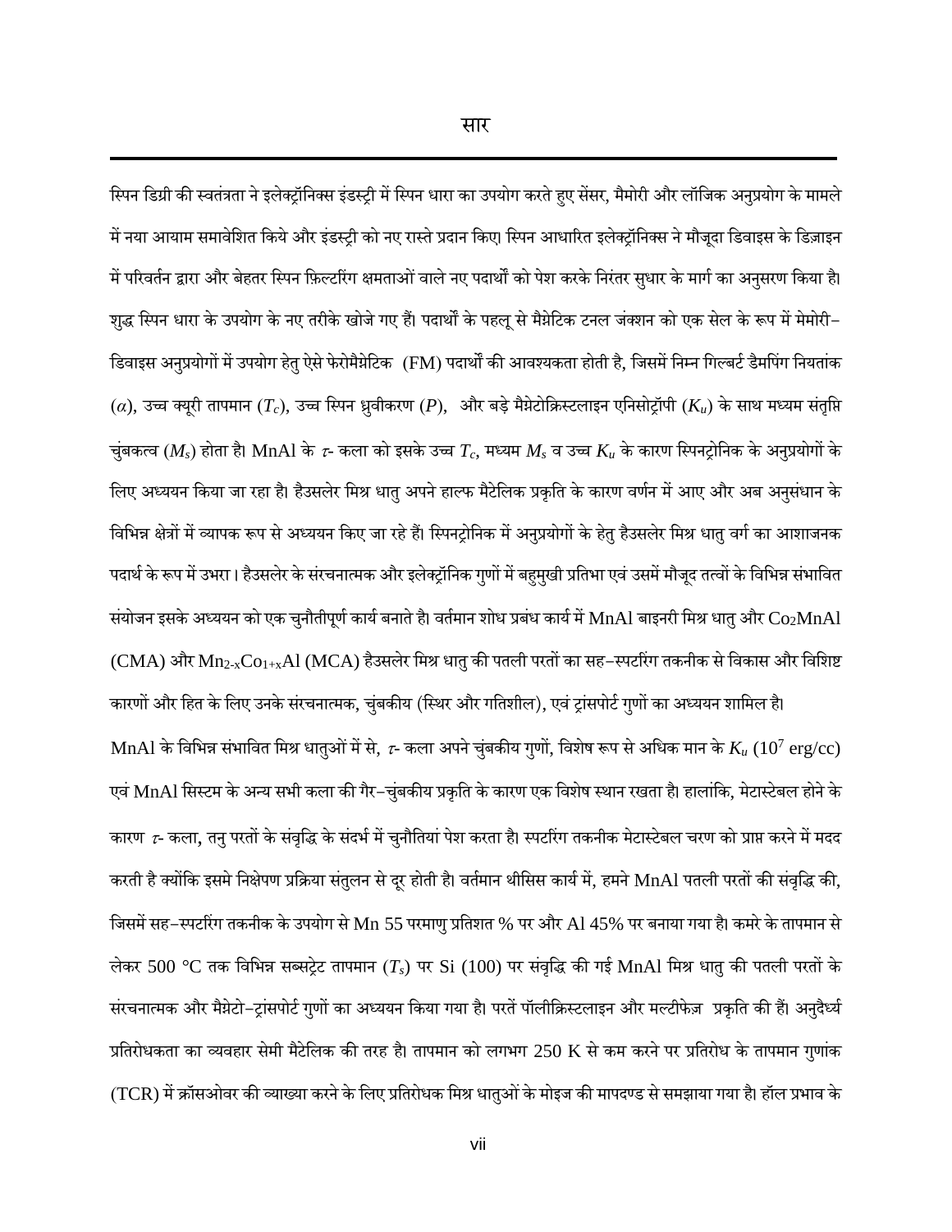# सार

स्पिन डिग्री की स्वतंत्रता ने इलेक्ट्रॉनिक्स इंडस्ट्री में स्पिन धारा का उपयोग करते हुए सेंसर, मैमोरी और लॉजिक अनुप्रयोग के मामले में नया आयाम समावेशित किये और इंडस्ट्री को नए रास्ते प्रदान किए। स्पिन आधारित इलेक्ट्रॉनिक्स ने मौजूदा डिवाइस के डिज़ाइन में परिवर्तन द्वारा और बेहतर स्पिन फ़िल्टरिंग क्षमताओं वाले नए पदार्थों को पेश करके निरंतर सुधार के मार्ग का अनुसरण किया है। शुद्ध स्पिन धारा के उपयोग के नए तरीके खोजे गए हैं। पदार्थों के पहलू से मैग्नेटिक टनल जंक्शन को एक सेल के रूप में मेमोरी–डिवाइस अनुप्रयोगों में उपयोग हेतु ऐसे फेरोमैग्नेटिक (FM) पदार्थों की आवश्यकता होती है, जिसमें निम्न गिल्बर्ट डैमपिंग नियतांक ($\alpha$), उच्च क्यूरी तापमान ($T_c$), उच्च स्पिन ध्रुवीकरण ($P$), और बड़े मैग्नेटोक्रिस्टलाइन एनिसोट्रॉपी ($K_u$) के साथ मध्यम संतृप्ति चुंबकत्व ($M_s$) होता है। MnAl के $\tau$- कला को इसके उच्च $T_c$, मध्यम $M_s$ व उच्च $K_u$ के कारण स्पिनट्रोनिक के अनुप्रयोगों के लिए अध्ययन किया जा रहा है। हैउसलेर मिश्र धातु अपने हाल्फ मैटेलिक प्रकृति के कारण वर्णन में आए और अब अनुसंधान के विभिन्न क्षेत्रों में व्यापक रूप से अध्ययन किए जा रहे हैं। स्पिनट्रोनिक में अनुप्रयोगों के हेतु हैउसलेर मिश्र धातु वर्ग का आशाजनक पदार्थ के रूप में उभरा। हैउसलेर के संरचनात्मक और इलेक्ट्रॉनिक गुणों में बहुमुखी प्रतिभा एवं उसमें मौजूद तत्वों के विभिन्न संभावित संयोजन इसके अध्ययन को एक चुनौतीपूर्ण कार्य बनाते है। वर्तमान शोध प्रबंध कार्य में MnAl बाइनरी मिश्र धातु और $Co_2MnAl$ (CMA) और $Mn_{2-x}Co_{1+x}Al$ (MCA) हैउसलेर मिश्र धातु की पतली परतों का सह–स्पटरिंग तकनीक से विकास और विशिष्ट कारणों और हित के लिए उनके संरचनात्मक, चुंबकीय (स्थिर और गतिशील), एवं ट्रांसपोर्ट गुणों का अध्ययन शामिल है।

MnAl के विभिन्न संभावित मिश्र धातुओं में से, $\tau$- कला अपने चुंबकीय गुणों, विशेष रूप से अधिक मान के $K_u$ ($10^7$ erg/cc) एवं MnAl सिस्टम के अन्य सभी कला की गैर–चुंबकीय प्रकृति के कारण एक विशेष स्थान रखता है। हालांकि, मेटास्टेबल होने के कारण $\tau$- कला, तनु परतों के संवृद्धि के संदर्भ में चुनौतियां पेश करता है। स्पटरिंग तकनीक मेटास्टेबल चरण को प्राप्त करने में मदद करती है क्योंकि इसमे निक्षेपण प्रक्रिया संतुलन से दूर होती है। वर्तमान थीसिस कार्य में, हमने MnAl पतली परतों की संवृद्धि की, जिसमें सह–स्पटरिंग तकनीक के उपयोग से Mn 55 परमाणु प्रतिशत % पर और Al 45% पर बनाया गया है। कमरे के तापमान से लेकर 500 °C तक विभिन्न सब्सट्रेट तापमान ($T_s$) पर Si (100) पर संवृद्धि की गई MnAl मिश्र धातु की पतली परतों के संरचनात्मक और मैग्नेटो–ट्रांसपोर्ट गुणों का अध्ययन किया गया है। परतें पॉलीक्रिस्टलाइन और मल्टीफेज़ प्रकृति की हैं। अनुदैर्ध्य प्रतिरोधकता का व्यवहार सेमी मैटेलिक की तरह है। तापमान को लगभग 250 K से कम करने पर प्रतिरोध के तापमान गुणांक (TCR) में क्रॉसओवर की व्याख्या करने के लिए प्रतिरोधक मिश्र धातुओं के मोइज की मापदण्ड से समझाया गया है। हॉल प्रभाव के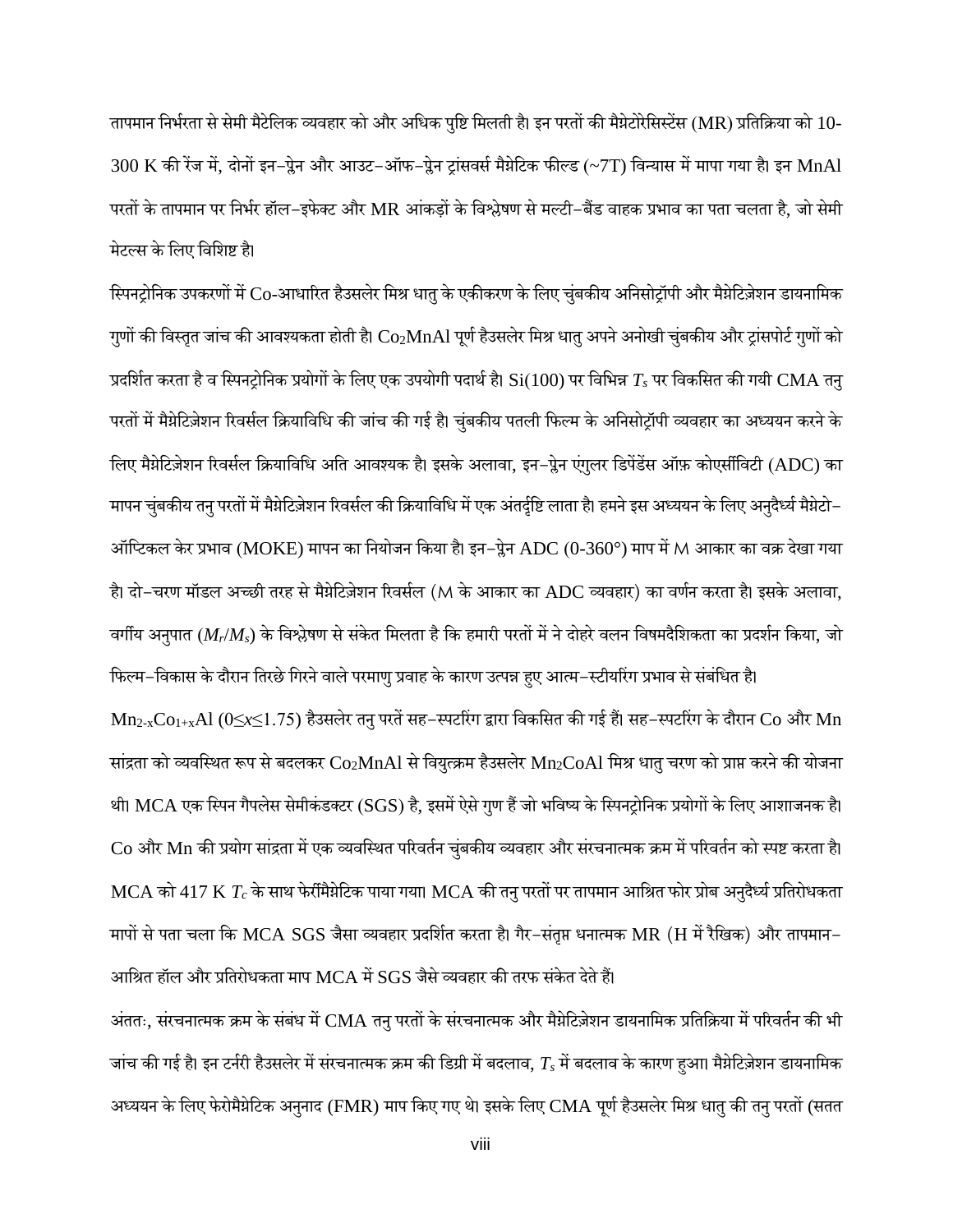तापमान निर्भरता से सेमी मैटेलिक व्यवहार को और अधिक पुष्टि मिलती है। इन परतों की मैग्नेटोरेसिस्टेंस (MR) प्रतिक्रिया को 10-300 K की रेंज में, दोनों इन–प्लेन और आउट–ऑफ–प्लेन ट्रांसवर्स मैग्नेटिक फील्ड (~7T) विन्यास में मापा गया है। इन MnAl परतों के तापमान पर निर्भर हॉल–इफेक्ट और MR आंकड़ों के विश्लेषण से मल्टी–बैंड वाहक प्रभाव का पता चलता है, जो सेमी मेटल्स के लिए विशिष्ट है।

स्पिनट्रोनिक उपकरणों में Co-आधारित हैउसलेर मिश्र धातु के एकीकरण के लिए चुंबकीय अनिसोट्रॉपी और मैग्नेटिज़ेशन डायनामिक गुणों की विस्तृत जांच की आवश्यकता होती है। $Co_2MnAl$ पूर्ण हैउसलेर मिश्र धातु अपने अनोखी चुंबकीय और ट्रांसपोर्ट गुणों को प्रदर्शित करता है व स्पिनट्रोनिक प्रयोगों के लिए एक उपयोगी पदार्थ है। Si(100) पर विभिन्न $T_s$ पर विकसित की गयी CMA तनु परतों में मैग्नेटिज़ेशन रिवर्सल क्रियाविधि की जांच की गई है। चुंबकीय पतली फिल्म के अनिसोट्रॉपी व्यवहार का अध्ययन करने के लिए मैग्नेटिज़ेशन रिवर्सल क्रियाविधि अति आवश्यक है। इसके अलावा, इन–प्लेन एंगुलर डिपेंडेंस ऑफ़ कोएर्सीविटी (ADC) का मापन चुंबकीय तनु परतों में मैग्नेटिज़ेशन रिवर्सल की क्रियाविधि में एक अंतर्दृष्टि लाता है। हमने इस अध्ययन के लिए अनुदैर्ध्य मैग्नेटो–ऑप्टिकल केर प्रभाव (MOKE) मापन का नियोजन किया है। इन–प्लेन ADC (0-360°) माप में M आकार का वक्र देखा गया है। दो–चरण मॉडल अच्छी तरह से मैग्नेटिज़ेशन रिवर्सल (M के आकार का ADC व्यवहार) का वर्णन करता है। इसके अलावा, वर्गीय अनुपात ($M_r/M_s$) के विश्लेषण से संकेत मिलता है कि हमारी परतों में ने दोहरे वलन विषमदैशिकता का प्रदर्शन किया, जो फिल्म–विकास के दौरान तिरछे गिरने वाले परमाणु प्रवाह के कारण उत्पन्न हुए आत्म–स्टीयरिंग प्रभाव से संबंधित है।

$Mn_{2-x}Co_{1+x}Al$ ($0 \leq x \leq 1.75$) हैउसलेर तनु परतें सह–स्पटरिंग द्वारा विकसित की गई हैं। सह–स्पटरिंग के दौरान Co और Mn सांद्रता को व्यवस्थित रूप से बदलकर $Co_2MnAl$ से वियुत्क्रम हैउसलेर $Mn_2CoAl$ मिश्र धातु चरण को प्राप्त करने की योजना थी। MCA एक स्पिन गैपलेस सेमीकंडक्टर (SGS) है, इसमें ऐसे गुण हैं जो भविष्य के स्पिनट्रोनिक प्रयोगों के लिए आशाजनक है। Co और Mn की प्रयोग सांद्रता में एक व्यवस्थित परिवर्तन चुंबकीय व्यवहार और संरचनात्मक क्रम में परिवर्तन को स्पष्ट करता है। MCA को 417 K $T_c$ के साथ फेर्रीमैग्नेटिक पाया गया। MCA की तनु परतों पर तापमान आश्रित फोर प्रोब अनुदैर्ध्य प्रतिरोधकता मापों से पता चला कि MCA SGS जैसा व्यवहार प्रदर्शित करता है। गैर–संतृप्त धनात्मक MR (H में रैखिक) और तापमान–आश्रित हॉल और प्रतिरोधकता माप MCA में SGS जैसे व्यवहार की तरफ संकेत देते हैं।

अंततः, संरचनात्मक क्रम के संबंध में CMA तनु परतों के संरचनात्मक और मैग्नेटिज़ेशन डायनामिक प्रतिक्रिया में परिवर्तन की भी जांच की गई है। इन टर्नरी हैउसलेर में संरचनात्मक क्रम की डिग्री में बदलाव, $T_s$ में बदलाव के कारण हुआ। मैग्नेटिज़ेशन डायनामिक अध्ययन के लिए फेरोमैग्नेटिक अनुनाद (FMR) माप किए गए थे। इसके लिए CMA पूर्ण हैउसलेर मिश्र धातु की तनु परतों (सतत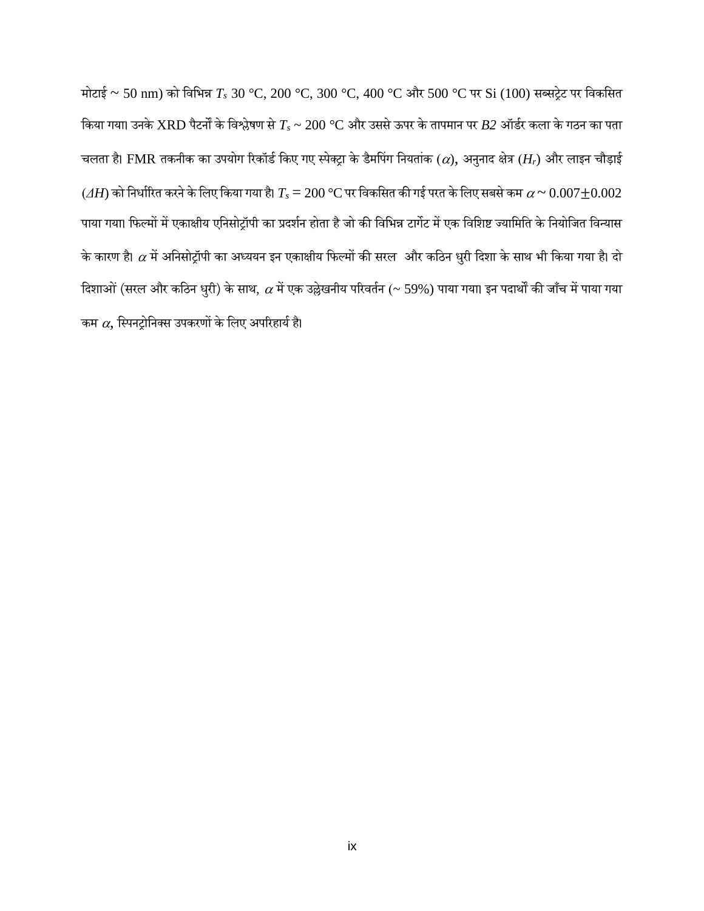मोटाई ~ 50 nm) को विभिन्न $T_s$ 30 °C, 200 °C, 300 °C, 400 °C और 500 °C पर Si (100) सब्सट्रेट पर विकसित किया गया। उनके XRD पैटर्नों के विश्लेषण से $T_s$ ~ 200 °C और उससे ऊपर के तापमान पर *B2* ऑर्डर कला के गठन का पता चलता है। FMR तकनीक का उपयोग रिकॉर्ड किए गए स्पेक्ट्रा के डैमपिंग नियतांक ($\alpha$), अनुनाद क्षेत्र ($H_r$) और लाइन चौड़ाई ($\Delta H$) को निर्धारित करने के लिए किया गया है। $T_s$ = 200 °C पर विकसित की गई परत के लिए सबसे कम $\alpha$ ~ 0.007$\pm$0.002 पाया गया। फिल्मों में एकाक्षीय एनिसोट्रॉपी का प्रदर्शन होता है जो की विभिन्न टार्गेट में एक विशिष्ट ज्यामिति के नियोजित विन्यास के कारण है। $\alpha$ में अनिसोट्रॉपी का अध्ययन इन एकाक्षीय फिल्मों की सरल और कठिन धुरी दिशा के साथ भी किया गया है। दो दिशाओं (सरल और कठिन धुरी) के साथ, $\alpha$ में एक उल्लेखनीय परिवर्तन (~ 59%) पाया गया। इन पदार्थों की जाँच में पाया गया कम $\alpha$, स्पिनट्रोनिक्स उपकरणों के लिए अपरिहार्य है।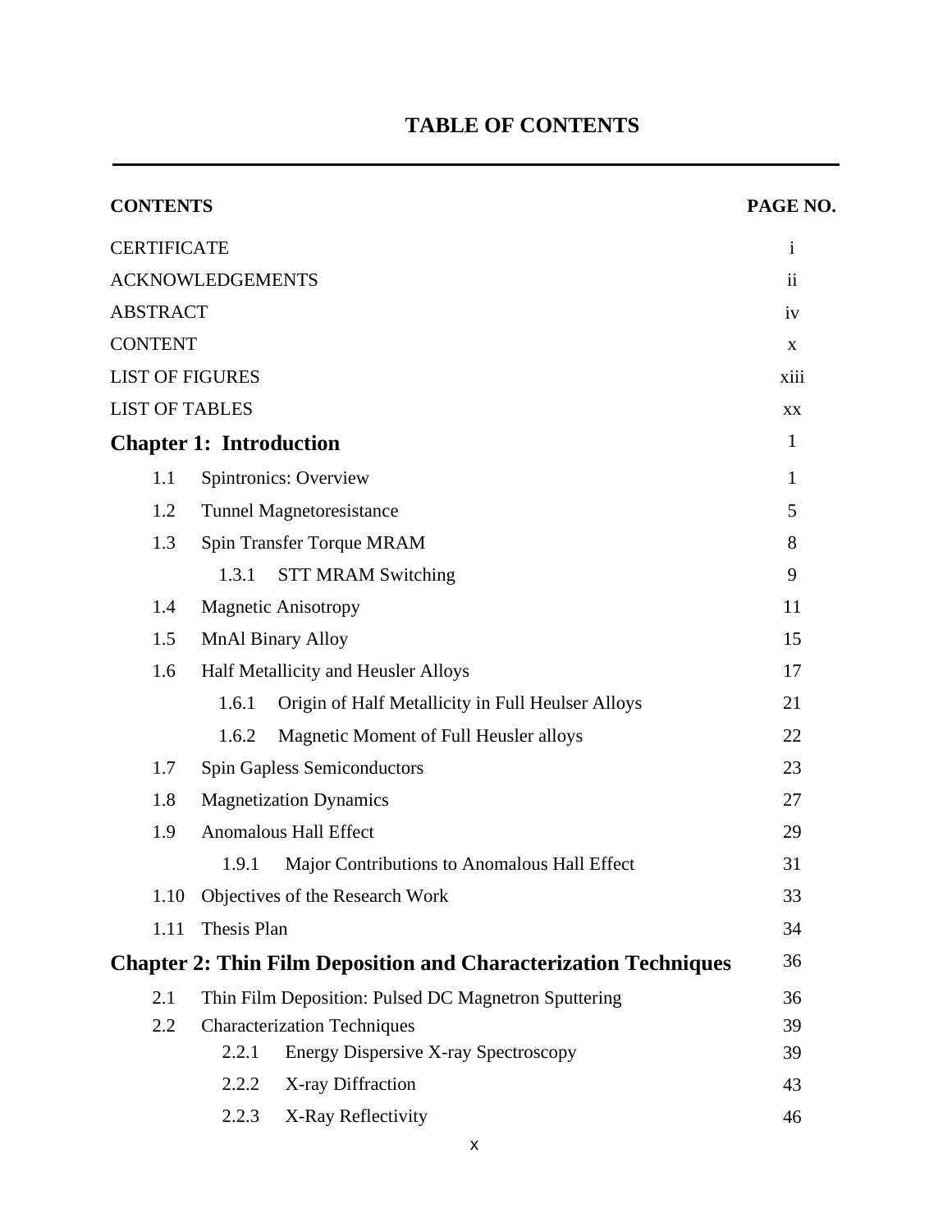# TABLE OF CONTENTS

| CONTENTS | | | PAGE NO. |
|---|---|---|---|
| CERTIFICATE | | | i |
| ACKNOWLEDGEMENTS | | | ii |
| ABSTRACT | | | iv |
| CONTENT | | | x |
| LIST OF FIGURES | | | xiii |
| LIST OF TABLES | | | xx |
| **Chapter 1: Introduction** | | | 1 |
| 1.1 | Spintronics: Overview | | 1 |
| 1.2 | Tunnel Magnetoresistance | | 5 |
| 1.3 | Spin Transfer Torque MRAM | | 8 |
| | 1.3.1 | STT MRAM Switching | 9 |
| 1.4 | Magnetic Anisotropy | | 11 |
| 1.5 | MnAl Binary Alloy | | 15 |
| 1.6 | Half Metallicity and Heusler Alloys | | 17 |
| | 1.6.1 | Origin of Half Metallicity in Full Heulser Alloys | 21 |
| | 1.6.2 | Magnetic Moment of Full Heusler alloys | 22 |
| 1.7 | Spin Gapless Semiconductors | | 23 |
| 1.8 | Magnetization Dynamics | | 27 |
| 1.9 | Anomalous Hall Effect | | 29 |
| | 1.9.1 | Major Contributions to Anomalous Hall Effect | 31 |
| 1.10 | Objectives of the Research Work | | 33 |
| 1.11 | Thesis Plan | | 34 |
| **Chapter 2: Thin Film Deposition and Characterization Techniques** | | | 36 |
| 2.1 | Thin Film Deposition: Pulsed DC Magnetron Sputtering | | 36 |
| 2.2 | Characterization Techniques | | 39 |
| | 2.2.1 | Energy Dispersive X-ray Spectroscopy | 39 |
| | 2.2.2 | X-ray Diffraction | 43 |
| | 2.2.3 | X-Ray Reflectivity | 46 |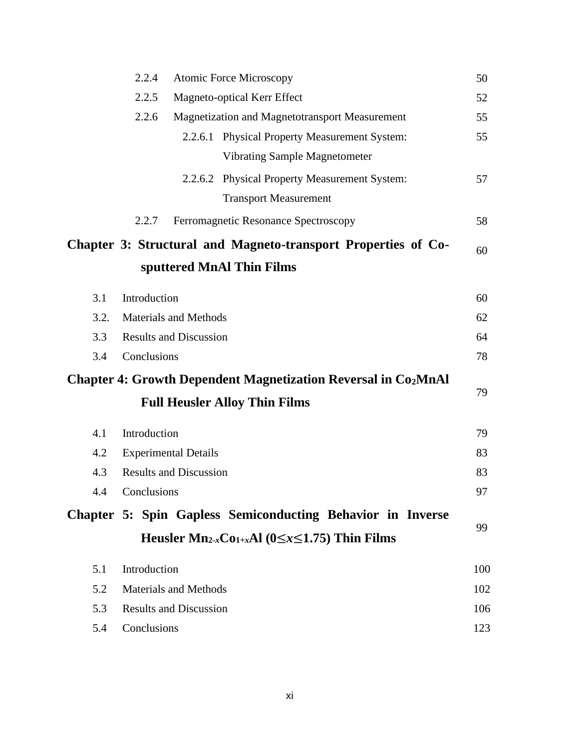| | | |
|---|---|---|
| 2.2.4 | Atomic Force Microscopy | 50 |
| 2.2.5 | Magneto-optical Kerr Effect | 52 |
| 2.2.6 | Magnetization and Magnetotransport Measurement | 55 |
| 2.2.6.1 | Physical Property Measurement System: Vibrating Sample Magnetometer | 55 |
| 2.2.6.2 | Physical Property Measurement System: Transport Measurement | 57 |
| 2.2.7 | Ferromagnetic Resonance Spectroscopy | 58 |
| **Chapter 3:** | **Structural and Magneto-transport Properties of Co-sputtered MnAl Thin Films** | 60 |
| 3.1 | Introduction | 60 |
| 3.2. | Materials and Methods | 62 |
| 3.3 | Results and Discussion | 64 |
| 3.4 | Conclusions | 78 |
| **Chapter 4:** | **Growth Dependent Magnetization Reversal in $Co_2MnAl$ Full Heusler Alloy Thin Films** | 79 |
| 4.1 | Introduction | 79 |
| 4.2 | Experimental Details | 83 |
| 4.3 | Results and Discussion | 83 |
| 4.4 | Conclusions | 97 |
| **Chapter 5:** | **Spin Gapless Semiconducting Behavior in Inverse Heusler $Mn_{2-x}Co_{1+x}Al$ ($0\leq x\leq1.75$) Thin Films** | 99 |
| 5.1 | Introduction | 100 |
| 5.2 | Materials and Methods | 102 |
| 5.3 | Results and Discussion | 106 |
| 5.4 | Conclusions | 123 |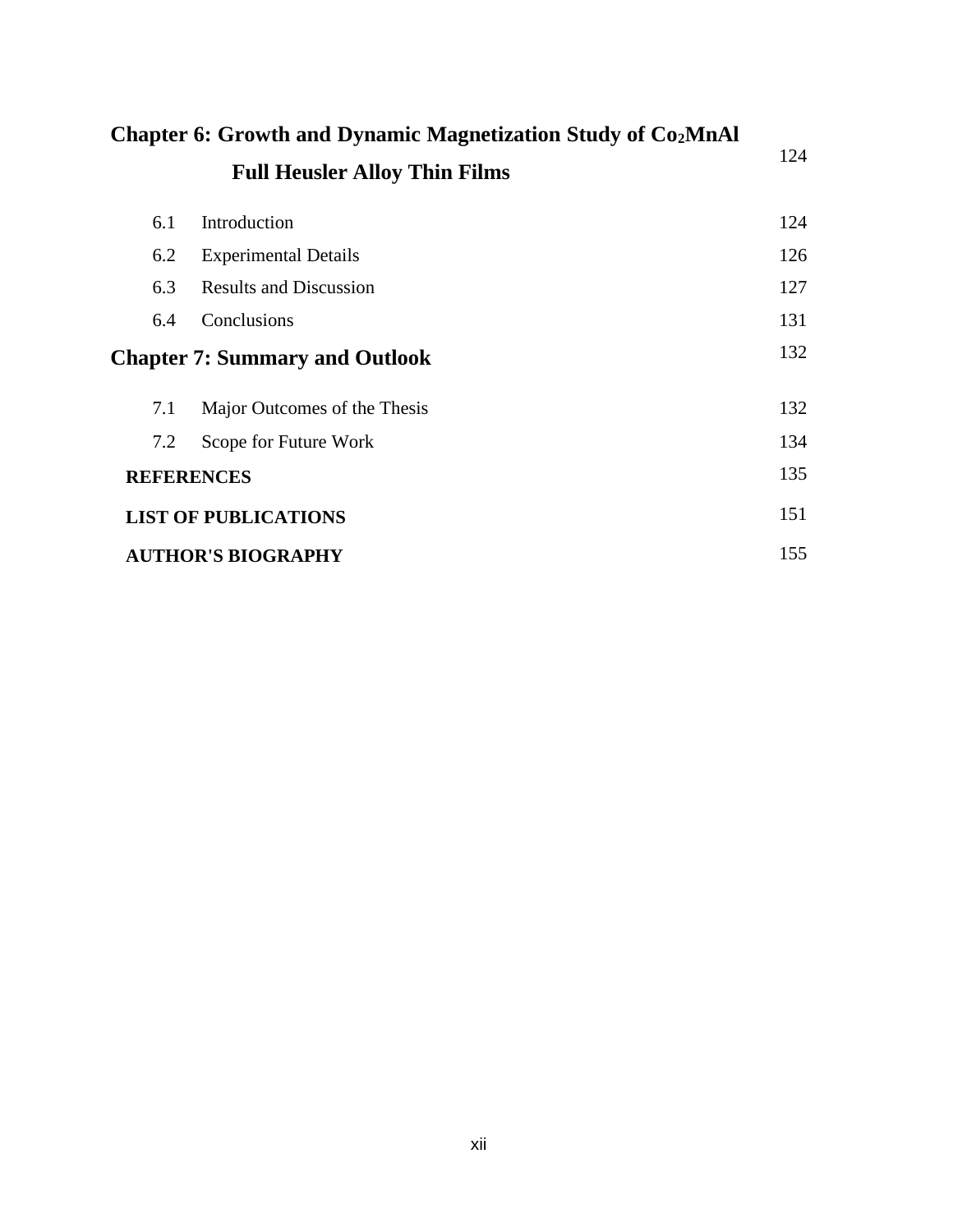| | | |
|---|---|---|
| **Chapter 6: Growth and Dynamic Magnetization Study of $Co_2MnAl$ Full Heusler Alloy Thin Films** | | 124 |
| 6.1 | Introduction | 124 |
| 6.2 | Experimental Details | 126 |
| 6.3 | Results and Discussion | 127 |
| 6.4 | Conclusions | 131 |
| **Chapter 7: Summary and Outlook** | | 132 |
| 7.1 | Major Outcomes of the Thesis | 132 |
| 7.2 | Scope for Future Work | 134 |
| **REFERENCES** | | 135 |
| **LIST OF PUBLICATIONS** | | 151 |
| **AUTHOR'S BIOGRAPHY** | | 155 |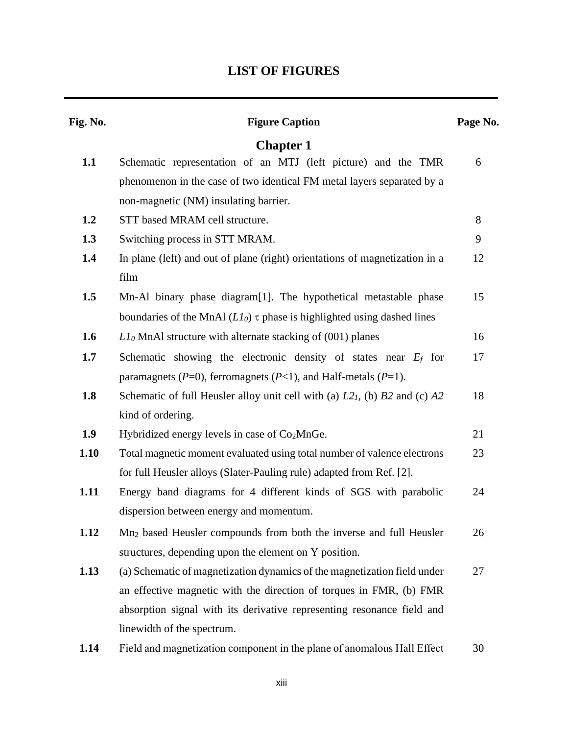# LIST OF FIGURES

| Fig. No. | Figure Caption | Page No. |
|---|---|---|
| | **Chapter 1** | |
| **1.1** | Schematic representation of an MTJ (left picture) and the TMR phenomenon in the case of two identical FM metal layers separated by a non-magnetic (NM) insulating barrier. | 6 |
| **1.2** | STT based MRAM cell structure. | 8 |
| **1.3** | Switching process in STT MRAM. | 9 |
| **1.4** | In plane (left) and out of plane (right) orientations of magnetization in a film | 12 |
| **1.5** | Mn-Al binary phase diagram[1]. The hypothetical metastable phase boundaries of the MnAl ($L1_0$) $\tau$ phase is highlighted using dashed lines | 15 |
| **1.6** | $L1_0$ MnAl structure with alternate stacking of (001) planes | 16 |
| **1.7** | Schematic showing the electronic density of states near $E_f$ for paramagnets ($P$=0), ferromagnets ($P$<1), and Half-metals ($P$=1). | 17 |
| **1.8** | Schematic of full Heusler alloy unit cell with (a) $L2_1$, (b) *B2* and (c) *A2* kind of ordering. | 18 |
| **1.9** | Hybridized energy levels in case of $Co_2MnGe$. | 21 |
| **1.10** | Total magnetic moment evaluated using total number of valence electrons for full Heusler alloys (Slater-Pauling rule) adapted from Ref. [2]. | 23 |
| **1.11** | Energy band diagrams for 4 different kinds of SGS with parabolic dispersion between energy and momentum. | 24 |
| **1.12** | $Mn_2$ based Heusler compounds from both the inverse and full Heusler structures, depending upon the element on Y position. | 26 |
| **1.13** | (a) Schematic of magnetization dynamics of the magnetization field under an effective magnetic with the direction of torques in FMR, (b) FMR absorption signal with its derivative representing resonance field and linewidth of the spectrum. | 27 |
| **1.14** | Field and magnetization component in the plane of anomalous Hall Effect | 30 |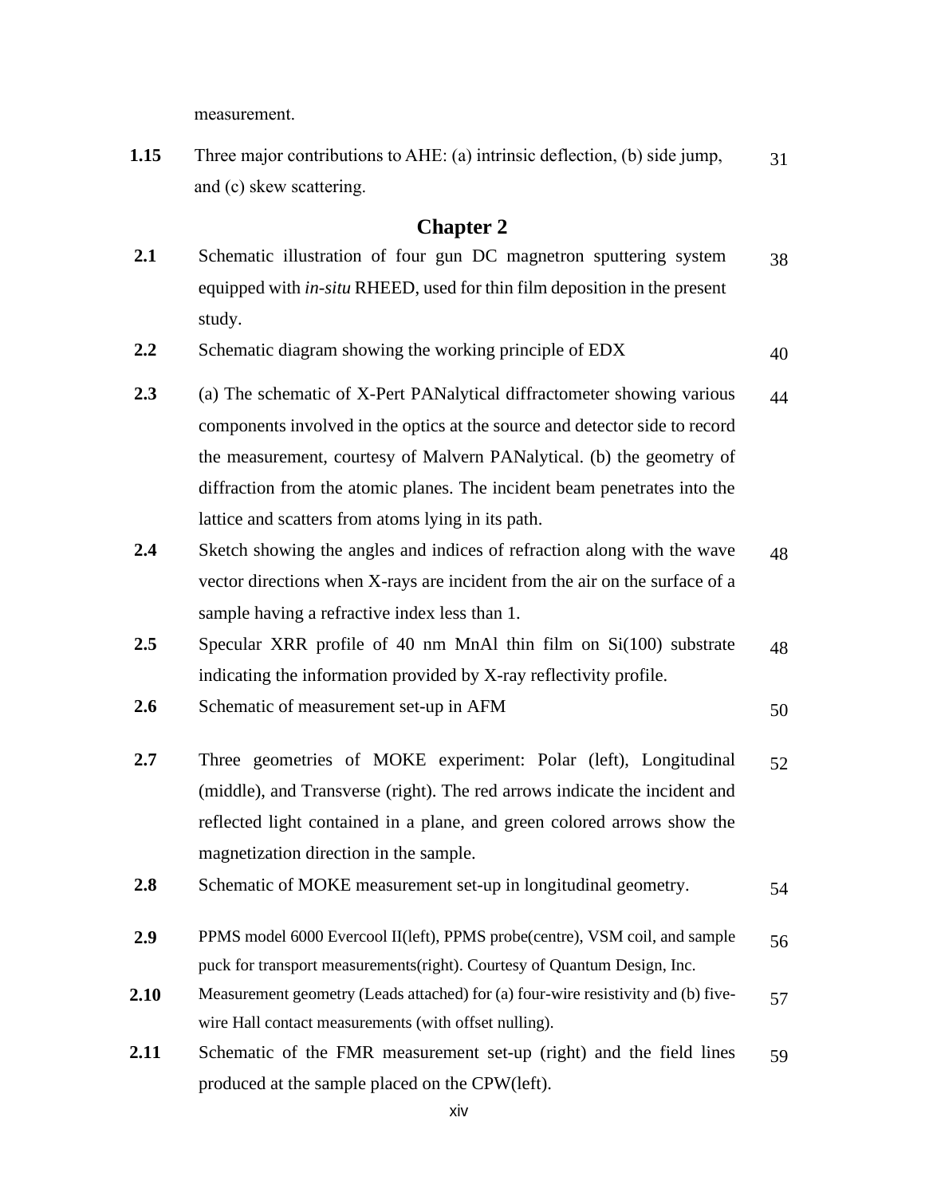measurement.

| | | |
|---|---|---|
| **1.15** | Three major contributions to AHE: (a) intrinsic deflection, (b) side jump, and (c) skew scattering. | 31 |

## Chapter 2

| | | |
|---|---|---|
| **2.1** | Schematic illustration of four gun DC magnetron sputtering system equipped with *in-situ* RHEED, used for thin film deposition in the present study. | 38 |
| **2.2** | Schematic diagram showing the working principle of EDX | 40 |
| **2.3** | (a) The schematic of X-Pert PANalytical diffractometer showing various components involved in the optics at the source and detector side to record the measurement, courtesy of Malvern PANalytical. (b) the geometry of diffraction from the atomic planes. The incident beam penetrates into the lattice and scatters from atoms lying in its path. | 44 |
| **2.4** | Sketch showing the angles and indices of refraction along with the wave vector directions when X-rays are incident from the air on the surface of a sample having a refractive index less than 1. | 48 |
| **2.5** | Specular XRR profile of 40 nm MnAl thin film on Si(100) substrate indicating the information provided by X-ray reflectivity profile. | 48 |
| **2.6** | Schematic of measurement set-up in AFM | 50 |
| **2.7** | Three geometries of MOKE experiment: Polar (left), Longitudinal (middle), and Transverse (right). The red arrows indicate the incident and reflected light contained in a plane, and green colored arrows show the magnetization direction in the sample. | 52 |
| **2.8** | Schematic of MOKE measurement set-up in longitudinal geometry. | 54 |
| **2.9** | PPMS model 6000 Evercool II(left), PPMS probe(centre), VSM coil, and sample puck for transport measurements(right). Courtesy of Quantum Design, Inc. | 56 |
| **2.10** | Measurement geometry (Leads attached) for (a) four-wire resistivity and (b) five-wire Hall contact measurements (with offset nulling). | 57 |
| **2.11** | Schematic of the FMR measurement set-up (right) and the field lines produced at the sample placed on the CPW(left). | 59 |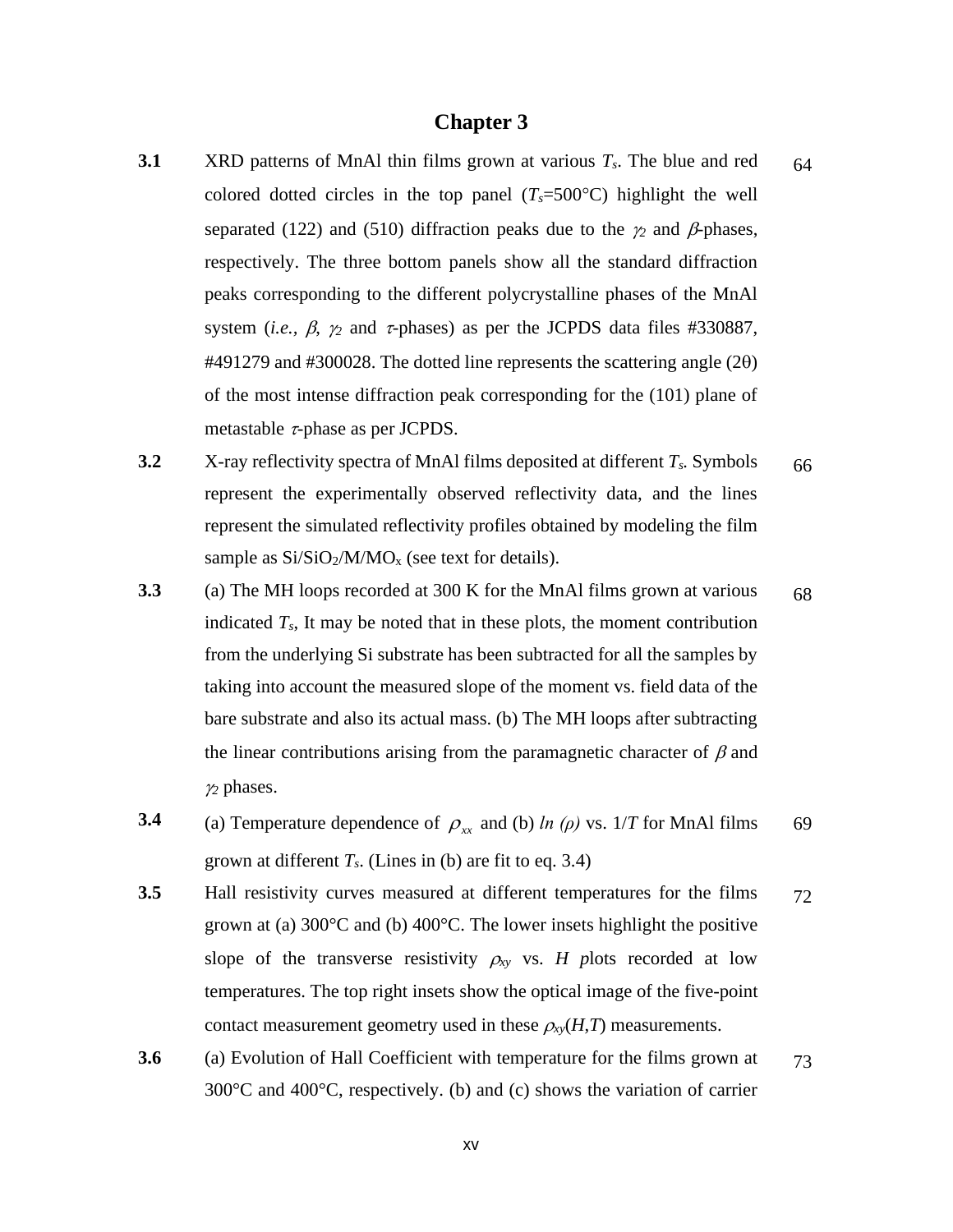## Chapter 3

| | | |
|---|---|---|
| **3.1** | XRD patterns of MnAl thin films grown at various $T_s$. The blue and red colored dotted circles in the top panel ($T_s$=500°C) highlight the well separated (122) and (510) diffraction peaks due to the $\gamma_2$ and $\beta$-phases, respectively. The three bottom panels show all the standard diffraction peaks corresponding to the different polycrystalline phases of the MnAl system (*i.e.*, $\beta$, $\gamma_2$ and $\tau$-phases) as per the JCPDS data files #330887, #491279 and #300028. The dotted line represents the scattering angle (2θ) of the most intense diffraction peak corresponding for the (101) plane of metastable $\tau$-phase as per JCPDS. | 64 |
| **3.2** | X-ray reflectivity spectra of MnAl films deposited at different $T_s$. Symbols represent the experimentally observed reflectivity data, and the lines represent the simulated reflectivity profiles obtained by modeling the film sample as $Si/SiO_2/M/MO_x$ (see text for details). | 66 |
| **3.3** | (a) The MH loops recorded at 300 K for the MnAl films grown at various indicated $T_s$, It may be noted that in these plots, the moment contribution from the underlying Si substrate has been subtracted for all the samples by taking into account the measured slope of the moment vs. field data of the bare substrate and also its actual mass. (b) The MH loops after subtracting the linear contributions arising from the paramagnetic character of $\beta$ and $\gamma_2$ phases. | 68 |
| **3.4** | (a) Temperature dependence of $\rho_{xx}$ and (b) *ln (ρ)* vs. 1/*T* for MnAl films grown at different $T_s$. (Lines in (b) are fit to eq. 3.4) | 69 |
| **3.5** | Hall resistivity curves measured at different temperatures for the films grown at (a) 300°C and (b) 400°C. The lower insets highlight the positive slope of the transverse resistivity $\rho_{xy}$ vs. *H p*lots recorded at low temperatures. The top right insets show the optical image of the five-point contact measurement geometry used in these $\rho_{xy}(H,T)$ measurements. | 72 |
| **3.6** | (a) Evolution of Hall Coefficient with temperature for the films grown at 300°C and 400°C, respectively. (b) and (c) shows the variation of carrier | 73 |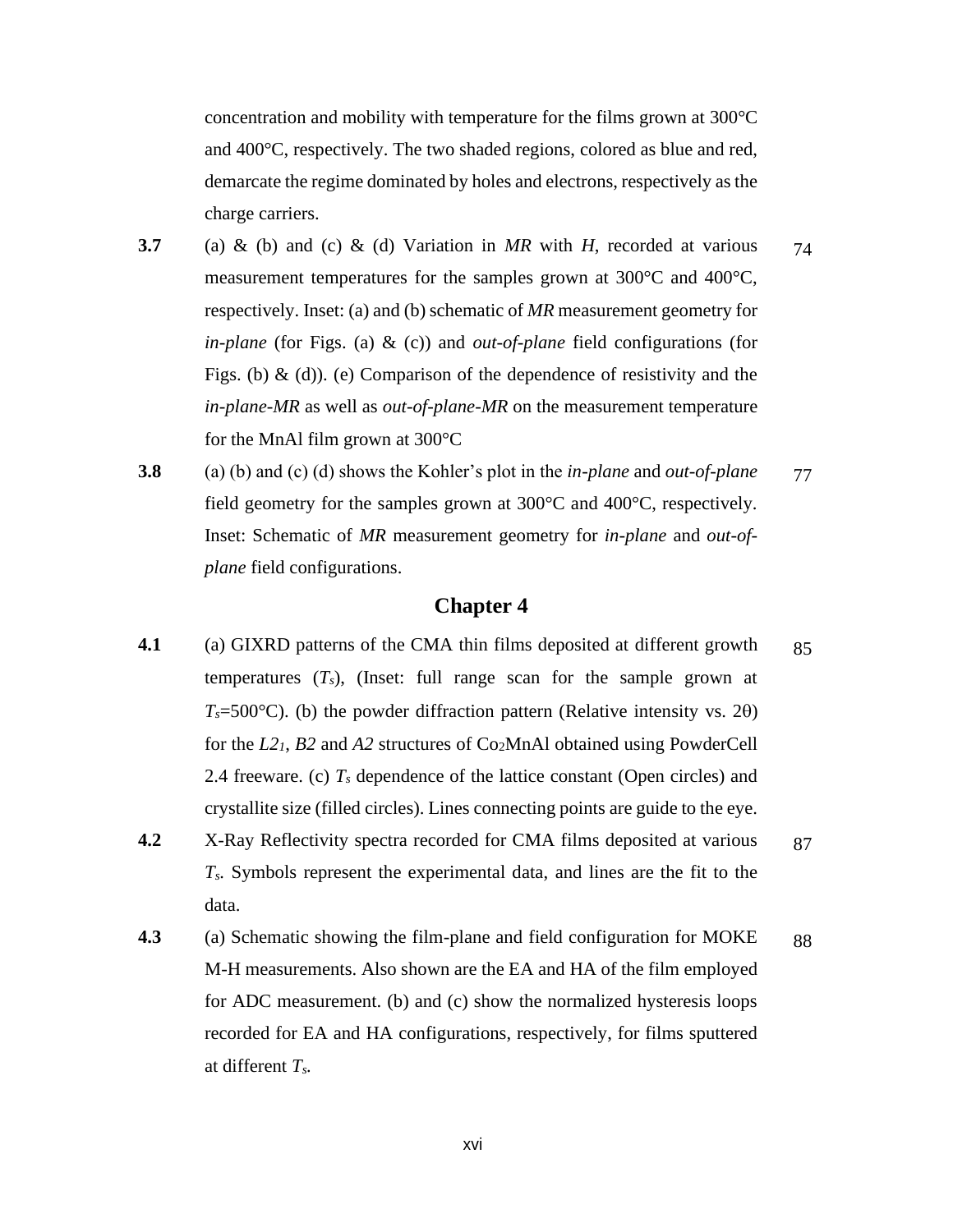concentration and mobility with temperature for the films grown at 300°C and 400°C, respectively. The two shaded regions, colored as blue and red, demarcate the regime dominated by holes and electrons, respectively as the charge carriers.

| | | |
|---|---|---|
| **3.7** | (a) & (b) and (c) & (d) Variation in *MR* with *H*, recorded at various measurement temperatures for the samples grown at 300°C and 400°C, respectively. Inset: (a) and (b) schematic of *MR* measurement geometry for *in-plane* (for Figs. (a) & (c)) and *out-of-plane* field configurations (for Figs. (b) & (d)). (e) Comparison of the dependence of resistivity and the *in-plane-MR* as well as *out-of-plane-MR* on the measurement temperature for the MnAl film grown at 300°C | 74 |
| **3.8** | (a) (b) and (c) (d) shows the Kohler's plot in the *in-plane* and *out-of-plane* field geometry for the samples grown at 300°C and 400°C, respectively. Inset: Schematic of *MR* measurement geometry for *in-plane* and *out-of-plane* field configurations. | 77 |

## Chapter 4

| | | |
|---|---|---|
| **4.1** | (a) GIXRD patterns of the CMA thin films deposited at different growth temperatures ($T_s$), (Inset: full range scan for the sample grown at $T_s$=500°C). (b) the powder diffraction pattern (Relative intensity vs. 2θ) for the $L2_1$, *B2* and *A2* structures of $Co_2MnAl$ obtained using PowderCell 2.4 freeware. (c) $T_s$ dependence of the lattice constant (Open circles) and crystallite size (filled circles). Lines connecting points are guide to the eye. | 85 |
| **4.2** | X-Ray Reflectivity spectra recorded for CMA films deposited at various $T_s$. Symbols represent the experimental data, and lines are the fit to the data. | 87 |
| **4.3** | (a) Schematic showing the film-plane and field configuration for MOKE M-H measurements. Also shown are the EA and HA of the film employed for ADC measurement. (b) and (c) show the normalized hysteresis loops recorded for EA and HA configurations, respectively, for films sputtered at different $T_s$. | 88 |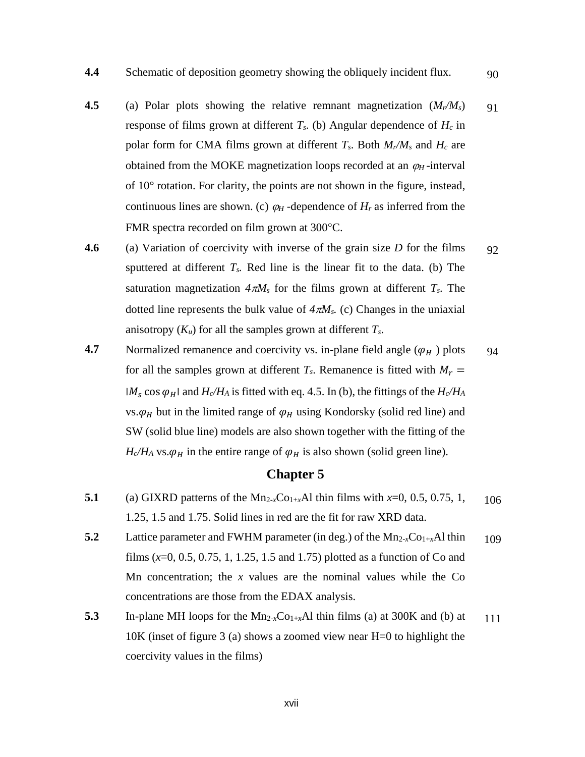| | | |
|---|---|---|
| **4.4** | Schematic of deposition geometry showing the obliquely incident flux. | 90 |
| **4.5** | (a) Polar plots showing the relative remnant magnetization ($M_r/M_s$) response of films grown at different $T_s$. (b) Angular dependence of $H_c$ in polar form for CMA films grown at different $T_s$. Both $M_r/M_s$ and $H_c$ are obtained from the MOKE magnetization loops recorded at an $\varphi_H$ -interval of 10° rotation. For clarity, the points are not shown in the figure, instead, continuous lines are shown. (c) $\varphi_H$ -dependence of $H_r$ as inferred from the FMR spectra recorded on film grown at 300°C. | 91 |
| **4.6** | (a) Variation of coercivity with inverse of the grain size $D$ for the films sputtered at different $T_s$. Red line is the linear fit to the data. (b) The saturation magnetization $4\pi M_s$ for the films grown at different $T_s$. The dotted line represents the bulk value of $4\pi M_s$. (c) Changes in the uniaxial anisotropy ($K_u$) for all the samples grown at different $T_s$. | 92 |
| **4.7** | Normalized remanence and coercivity vs. in-plane field angle ($\varphi_H$ ) plots for all the samples grown at different $T_s$. Remanence is fitted with $M_r = |M_s \cos \varphi_H|$ and $H_c/H_A$ is fitted with eq. 4.5. In (b), the fittings of the $H_c/H_A$ vs.$\varphi_H$ but in the limited range of $\varphi_H$ using Kondorsky (solid red line) and SW (solid blue line) models are also shown together with the fitting of the $H_c/H_A$ vs.$\varphi_H$ in the entire range of $\varphi_H$ is also shown (solid green line). | 94 |

## Chapter 5

| | | |
|---|---|---|
| **5.1** | (a) GIXRD patterns of the $Mn_{2-x}Co_{1+x}Al$ thin films with $x$=0, 0.5, 0.75, 1, 1.25, 1.5 and 1.75. Solid lines in red are the fit for raw XRD data. | 106 |
| **5.2** | Lattice parameter and FWHM parameter (in deg.) of the $Mn_{2-x}Co_{1+x}Al$ thin films ($x$=0, 0.5, 0.75, 1, 1.25, 1.5 and 1.75) plotted as a function of Co and Mn concentration; the $x$ values are the nominal values while the Co concentrations are those from the EDAX analysis. | 109 |
| **5.3** | In-plane MH loops for the $Mn_{2-x}Co_{1+x}Al$ thin films (a) at 300K and (b) at 10K (inset of figure 3 (a) shows a zoomed view near H=0 to highlight the coercivity values in the films) | 111 |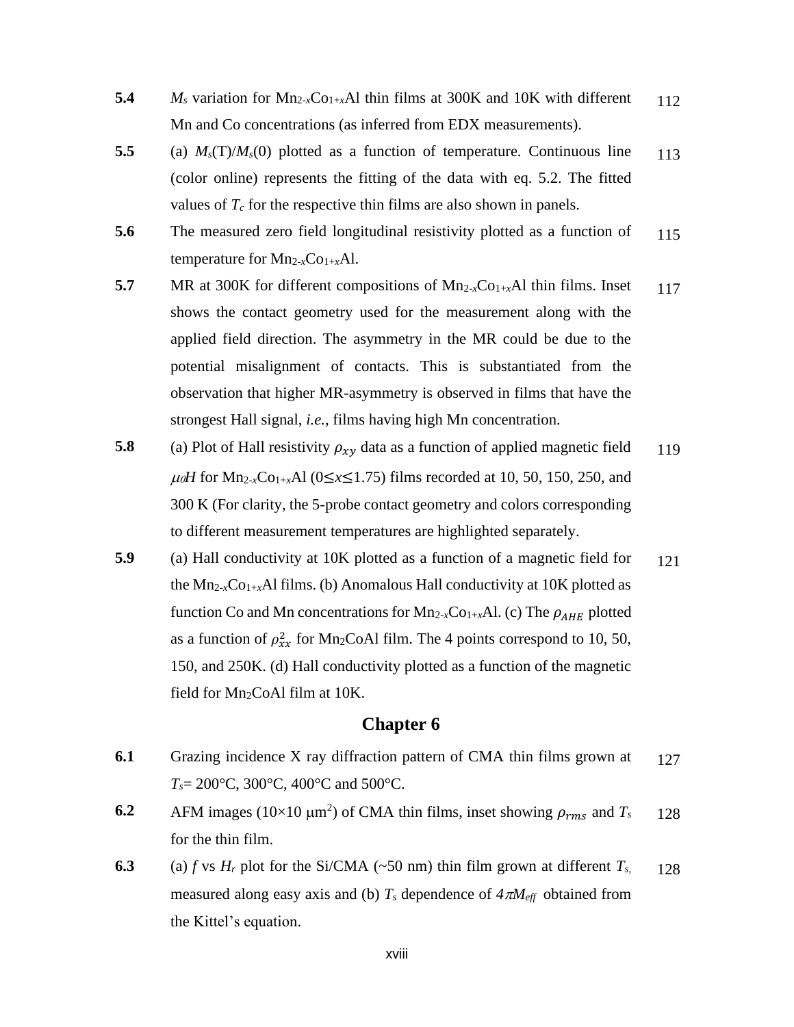| | | |
|---|---|---|
| **5.4** | $M_s$ variation for $Mn_{2-x}Co_{1+x}Al$ thin films at 300K and 10K with different Mn and Co concentrations (as inferred from EDX measurements). | 112 |
| **5.5** | (a) $M_s(T)/M_s(0)$ plotted as a function of temperature. Continuous line (color online) represents the fitting of the data with eq. 5.2. The fitted values of $T_c$ for the respective thin films are also shown in panels. | 113 |
| **5.6** | The measured zero field longitudinal resistivity plotted as a function of temperature for $Mn_{2-x}Co_{1+x}Al$. | 115 |
| **5.7** | MR at 300K for different compositions of $Mn_{2-x}Co_{1+x}Al$ thin films. Inset shows the contact geometry used for the measurement along with the applied field direction. The asymmetry in the MR could be due to the potential misalignment of contacts. This is substantiated from the observation that higher MR-asymmetry is observed in films that have the strongest Hall signal, *i.e.*, films having high Mn concentration. | 117 |
| **5.8** | (a) Plot of Hall resistivity $\rho_{xy}$ data as a function of applied magnetic field $\mu_0 H$ for $Mn_{2-x}Co_{1+x}Al$ ($0 \leq x \leq 1.75$) films recorded at 10, 50, 150, 250, and 300 K (For clarity, the 5-probe contact geometry and colors corresponding to different measurement temperatures are highlighted separately. | 119 |
| **5.9** | (a) Hall conductivity at 10K plotted as a function of a magnetic field for the $Mn_{2-x}Co_{1+x}Al$ films. (b) Anomalous Hall conductivity at 10K plotted as function Co and Mn concentrations for $Mn_{2-x}Co_{1+x}Al$. (c) The $\rho_{AHE}$ plotted as a function of $\rho_{xx}^2$ for $Mn_2CoAl$ film. The 4 points correspond to 10, 50, 150, and 250K. (d) Hall conductivity plotted as a function of the magnetic field for $Mn_2CoAl$ film at 10K. | 121 |

## Chapter 6

| | | |
|---|---|---|
| **6.1** | Grazing incidence X ray diffraction pattern of CMA thin films grown at $T_s$= 200°C, 300°C, 400°C and 500°C. | 127 |
| **6.2** | AFM images (10×10 μm$^2$) of CMA thin films, inset showing $\rho_{rms}$ and $T_s$ for the thin film. | 128 |
| **6.3** | (a) $f$ vs $H_r$ plot for the Si/CMA (~50 nm) thin film grown at different $T_s$, measured along easy axis and (b) $T_s$ dependence of $4\pi M_{eff}$ obtained from the Kittel's equation. | 128 |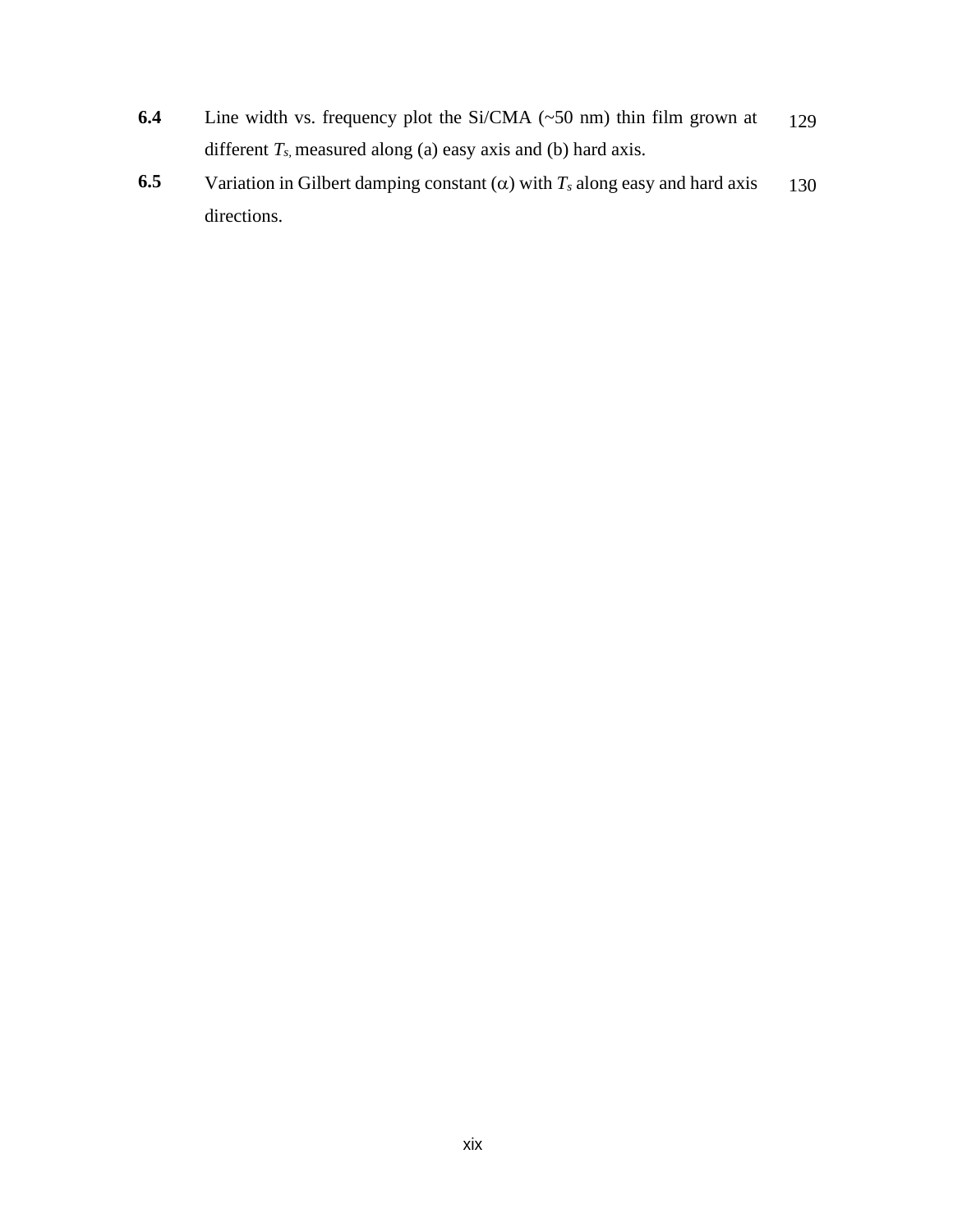| | | |
|---|---|---|
| **6.4** | Line width vs. frequency plot the Si/CMA (~50 nm) thin film grown at different $T_{S,}$ measured along (a) easy axis and (b) hard axis. | 129 |
| **6.5** | Variation in Gilbert damping constant ($\alpha$) with $T_s$ along easy and hard axis directions. | 130 |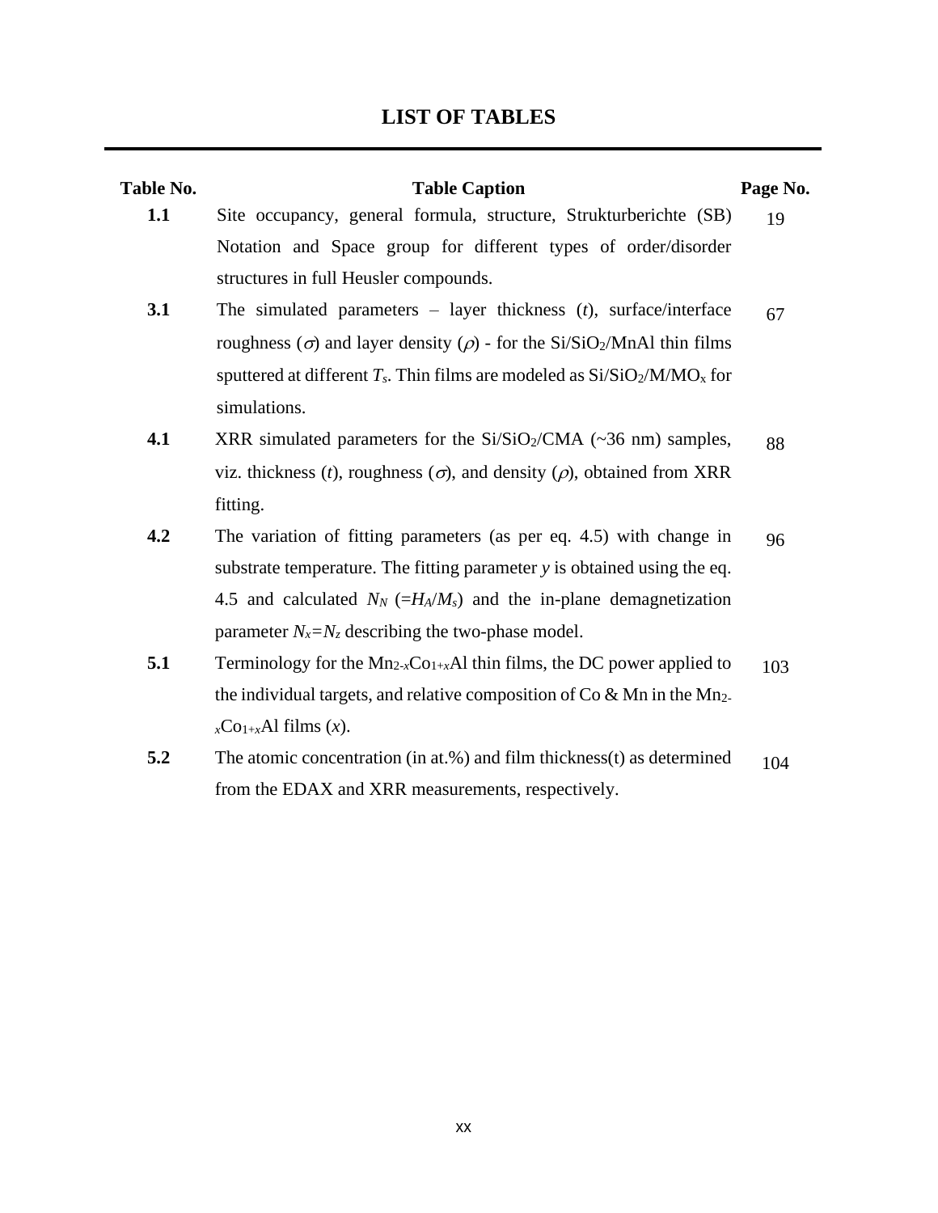# LIST OF TABLES

| Table No. | Table Caption | Page No. |
|---|---|---|
| **1.1** | Site occupancy, general formula, structure, Strukturberichte (SB) Notation and Space group for different types of order/disorder structures in full Heusler compounds. | 19 |
| **3.1** | The simulated parameters – layer thickness ($t$), surface/interface roughness ($\sigma$) and layer density ($\rho$) - for the Si/$SiO_2$/MnAl thin films sputtered at different $T_s$. Thin films are modeled as Si/$SiO_2$/M/$MO_x$ for simulations. | 67 |
| **4.1** | XRR simulated parameters for the Si/$SiO_2$/CMA (~36 nm) samples, viz. thickness ($t$), roughness ($\sigma$), and density ($\rho$), obtained from XRR fitting. | 88 |
| **4.2** | The variation of fitting parameters (as per eq. 4.5) with change in substrate temperature. The fitting parameter $y$ is obtained using the eq. 4.5 and calculated $N_N$ ($=H_A/M_s$) and the in-plane demagnetization parameter $N_x=N_z$ describing the two-phase model. | 96 |
| **5.1** | Terminology for the $Mn_{2-x}Co_{1+x}Al$ thin films, the DC power applied to the individual targets, and relative composition of Co & Mn in the $Mn_{2-x}Co_{1+x}Al$ films ($x$). | 103 |
| **5.2** | The atomic concentration (in at.%) and film thickness(t) as determined from the EDAX and XRR measurements, respectively. | 104 |